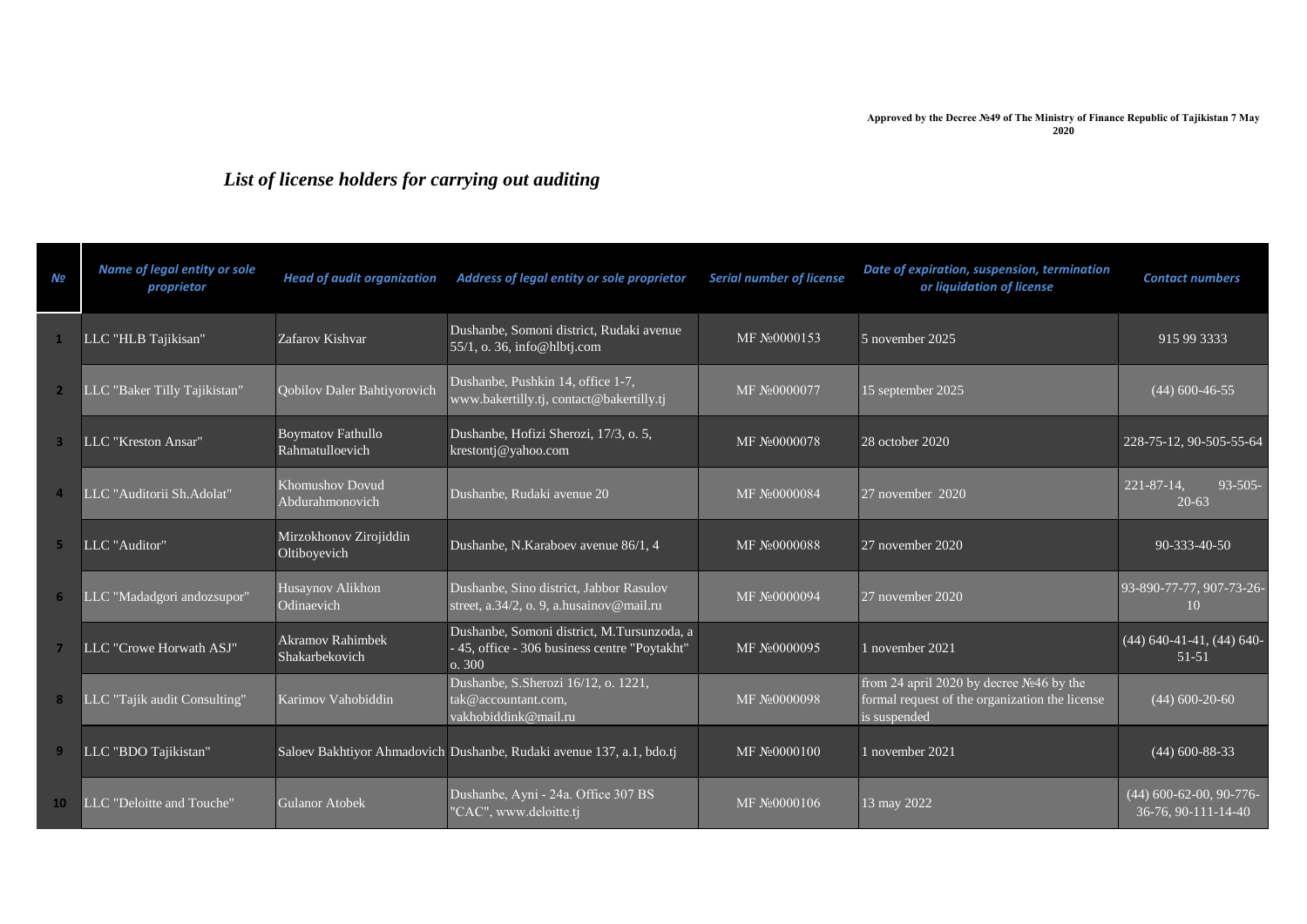**Approved by the Decree №49 of The Ministry of Finance Republic of Tajikistan 7 May 2020**

## *List of license holders for carrying out auditing*

| № | Name of legal entity or sole proprietor | Head of audit organization | Address of legal entity or sole proprietor | Serial number of license | Date of expiration, suspension, termination or liquidation of license | Contact numbers |
|---|---|---|---|---|---|---|
| 1 | LLC "HLB Tajikisan" | Zafarov Kishvar | Dushanbe, Somoni district, Rudaki avenue 55/1, o. 36, info@hlbtj.com | MF №0000153 | 5 november 2025 | 915 99 3333 |
| 2 | LLC "Baker Tilly Tajikistan" | Qobilov Daler Bahtiyorovich | Dushanbe, Pushkin 14, office 1-7, www.bakertilly.tj, contact@bakertilly.tj | MF №0000077 | 15 september 2025 | (44) 600-46-55 |
| 3 | LLC "Kreston Ansar" | Boymatov Fathullo Rahmatulloevich | Dushanbe, Hofizi Sherozi, 17/3, o. 5, krestontj@yahoo.com | MF №0000078 | 28 october 2020 | 228-75-12, 90-505-55-64 |
| 4 | LLC "Auditorii Sh.Adolat" | Khomushov Dovud Abdurahmonovich | Dushanbe, Rudaki avenue 20 | MF №0000084 | 27 november 2020 | 221-87-14, 93-505-20-63 |
| 5 | LLC "Auditor" | Mirzokhonov Zirojiddin Oltiboyevich | Dushanbe, N.Karaboev avenue 86/1, 4 | MF №0000088 | 27 november 2020 | 90-333-40-50 |
| 6 | LLC "Madadgori andozsupor" | Husaynov Alikhon Odinaevich | Dushanbe, Sino district, Jabbor Rasulov street, a.34/2, o. 9, a.husainov@mail.ru | MF №0000094 | 27 november 2020 | 93-890-77-77, 907-73-26-10 |
| 7 | LLC "Crowe Horwath ASJ" | Akramov Rahimbek Shakarbekovich | Dushanbe, Somoni district, M.Tursunzoda, a - 45, office - 306 business centre "Poytakht" o. 300 | MF №0000095 | 1 november 2021 | (44) 640-41-41, (44) 640-51-51 |
| 8 | LLC "Tajik audit Consulting" | Karimov Vahobiddin | Dushanbe, S.Sherozi 16/12, o. 1221, tak@accountant.com, vakhobiddink@mail.ru | MF №0000098 | from 24 april 2020 by decree №46 by the formal request of the organization the license is suspended | (44) 600-20-60 |
| 9 | LLC "BDO Tajikistan" | Saloev Bakhtiyor Ahmadovich | Dushanbe, Rudaki avenue 137, a.1, bdo.tj | MF №0000100 | 1 november 2021 | (44) 600-88-33 |
| 10 | LLC "Deloitte and Touche" | Gulanor Atobek | Dushanbe, Ayni - 24a. Office 307 BS "CAC", www.deloitte.tj | MF №0000106 | 13 may 2022 | (44) 600-62-00, 90-776-36-76, 90-111-14-40 |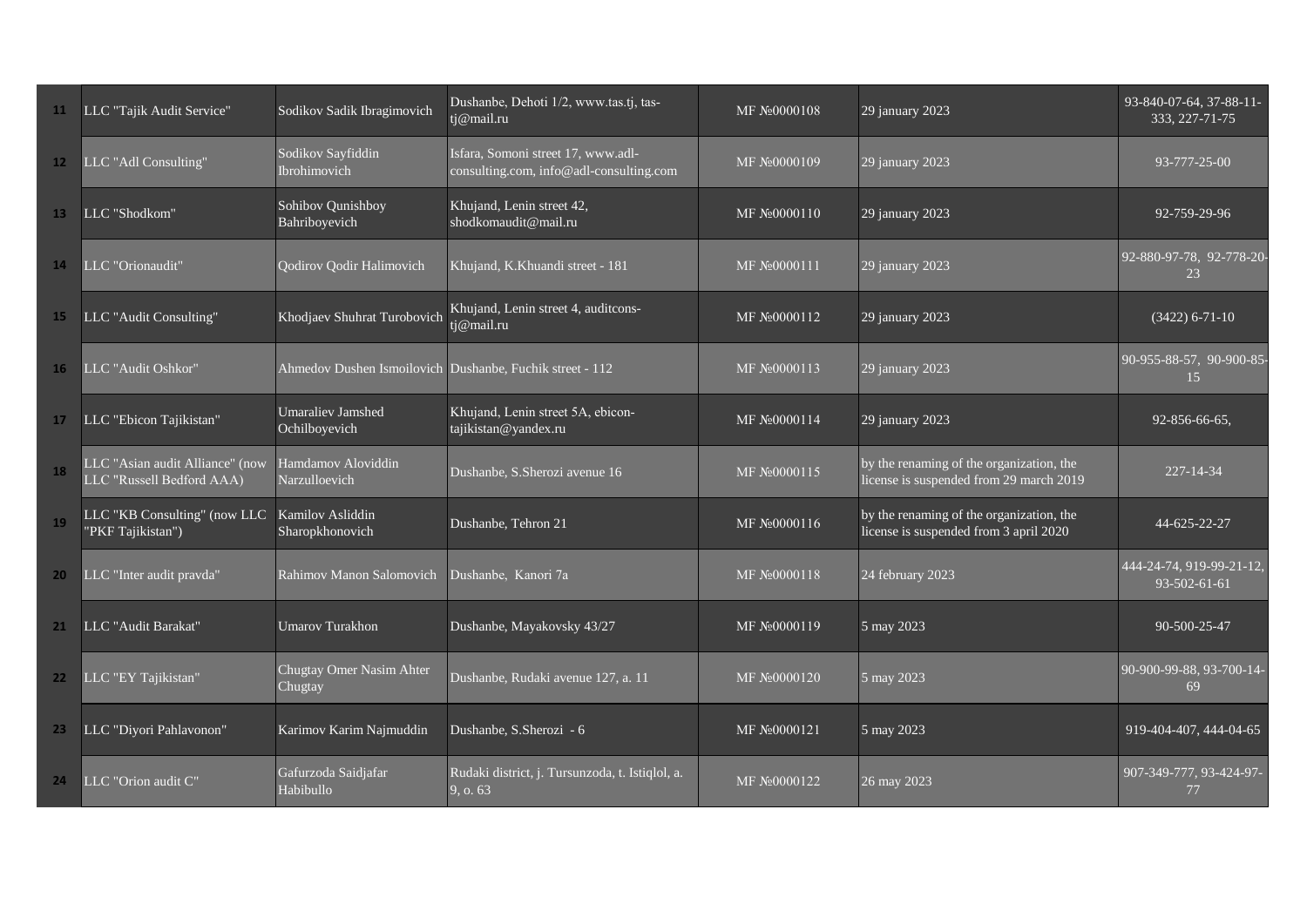| | | | | | | |
|---|---|---|---|---|---|---|
| 11 | LLC "Tajik Audit Service" | Sodikov Sadik Ibragimovich | Dushanbe, Dehoti 1/2, www.tas.tj, tas-tj@mail.ru | MF №0000108 | 29 january 2023 | 93-840-07-64, 37-88-11-333, 227-71-75 |
| 12 | LLC "Adl Consulting" | Sodikov Sayfiddin Ibrohimovich | Isfara, Somoni street 17, www.adl-consulting.com, info@adl-consulting.com | MF №0000109 | 29 january 2023 | 93-777-25-00 |
| 13 | LLC "Shodkom" | Sohibov Qunishboy Bahriboyevich | Khujand, Lenin street 42, shodkomaudit@mail.ru | MF №0000110 | 29 january 2023 | 92-759-29-96 |
| 14 | LLC "Orionaudit" | Qodirov Qodir Halimovich | Khujand, K.Khuandi street - 181 | MF №0000111 | 29 january 2023 | 92-880-97-78, 92-778-20-23 |
| 15 | LLC "Audit Consulting" | Khodjaev Shuhrat Turobovich | Khujand, Lenin street 4, auditcons-tj@mail.ru | MF №0000112 | 29 january 2023 | (3422) 6-71-10 |
| 16 | LLC "Audit Oshkor" | Ahmedov Dushen Ismoilovich | Dushanbe, Fuchik street - 112 | MF №0000113 | 29 january 2023 | 90-955-88-57, 90-900-85-15 |
| 17 | LLC "Ebicon Tajikistan" | Umaraliev Jamshed Ochilboyevich | Khujand, Lenin street 5A, ebicon-tajikistan@yandex.ru | MF №0000114 | 29 january 2023 | 92-856-66-65, |
| 18 | LLC "Asian audit Alliance" (now LLC "Russell Bedford AAA) | Hamdamov Aloviddin Narzulloevich | Dushanbe, S.Sherozi avenue 16 | MF №0000115 | by the renaming of the organization, the license is suspended from 29 march 2019 | 227-14-34 |
| 19 | LLC "KB Consulting" (now LLC "PKF Tajikistan") | Kamilov Asliddin Sharopkhonovich | Dushanbe, Tehron 21 | MF №0000116 | by the renaming of the organization, the license is suspended from 3 april 2020 | 44-625-22-27 |
| 20 | LLC "Inter audit pravda" | Rahimov Manon Salomovich | Dushanbe, Kanori 7a | MF №0000118 | 24 february 2023 | 444-24-74, 919-99-21-12, 93-502-61-61 |
| 21 | LLC "Audit Barakat" | Umarov Turakhon | Dushanbe, Mayakovsky 43/27 | MF №0000119 | 5 may 2023 | 90-500-25-47 |
| 22 | LLC "EY Tajikistan" | Chugtay Omer Nasim Ahter Chugtay | Dushanbe, Rudaki avenue 127, a. 11 | MF №0000120 | 5 may 2023 | 90-900-99-88, 93-700-14-69 |
| 23 | LLC "Diyori Pahlavonon" | Karimov Karim Najmuddin | Dushanbe, S.Sherozi - 6 | MF №0000121 | 5 may 2023 | 919-404-407, 444-04-65 |
| 24 | LLC "Orion audit C" | Gafurzoda Saidjafar Habibullo | Rudaki district, j. Tursunzoda, t. Istiqlol, a. 9, o. 63 | MF №0000122 | 26 may 2023 | 907-349-777, 93-424-97-77 |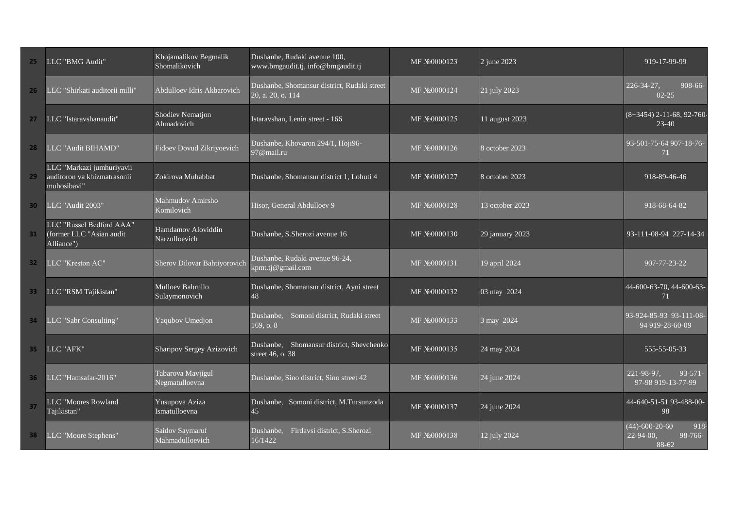| | | | | | | | |
|---|---|---|---|---|---|---|---|
| 25 | LLC "BMG Audit" | Khojamalikov Begmalik Shomalikovich | Dushanbe, Rudaki avenue 100, www.bmgaudit.tj, info@bmgaudit.tj | MF №0000123 | 2 june 2023 | | 919-17-99-99 |
| 26 | LLC "Shirkati auditorii milli" | Abdulloev Idris Akbarovich | Dushanbe, Shomansur district, Rudaki street 20, a. 20, o. 114 | MF №0000124 | 21 july 2023 | | 226-34-27, 908-66-02-25 |
| 27 | LLC "Istaravshanaudit" | Shodiev Nematjon Ahmadovich | Istaravshan, Lenin street - 166 | MF №0000125 | 11 august 2023 | | (8+3454) 2-11-68, 92-760-23-40 |
| 28 | LLC "Audit BIHAMD" | Fidoev Dovud Zikriyoevich | Dushanbe, Khovaron 294/1, Hoji96-97@mail.ru | MF №0000126 | 8 october 2023 | | 93-501-75-64 907-18-76-71 |
| 29 | LLC "Markazi jumhuriyavii auditoron va khizmatrasonii muhosibavi" | Zokirova Muhabbat | Dushanbe, Shomansur district 1, Lohuti 4 | MF №0000127 | 8 october 2023 | | 918-89-46-46 |
| 30 | LLC "Audit 2003" | Mahmudov Amirsho Komilovich | Hisor, General Abdulloev 9 | MF №0000128 | 13 october 2023 | | 918-68-64-82 |
| 31 | LLC "Russel Bedford AAA" (former LLC "Asian audit Alliance") | Hamdamov Aloviddin Narzulloevich | Dushanbe, S.Sherozi avenue 16 | MF №0000130 | 29 january 2023 | | 93-111-08-94 227-14-34 |
| 32 | LLC "Kreston AC" | Sherov Dilovar Bahtiyorovich | Dushanbe, Rudaki avenue 96-24, kpmt.tj@gmail.com | MF №0000131 | 19 april 2024 | | 907-77-23-22 |
| 33 | LLC "RSM Tajikistan" | Mulloev Bahrullo Sulaymonovich | Dushanbe, Shomansur district, Ayni street 48 | MF №0000132 | 03 may 2024 | | 44-600-63-70, 44-600-63-71 |
| 34 | LLC "Sabr Consulting" | Yaqubov Umedjon | Dushanbe, Somoni district, Rudaki street 169, o. 8 | MF №0000133 | 3 may 2024 | | 93-924-85-93 93-111-08-94 919-28-60-09 |
| 35 | LLC "AFK" | Sharipov Sergey Azizovich | Dushanbe, Shomansur district, Shevchenko street 46, o. 38 | MF №0000135 | 24 may 2024 | | 555-55-05-33 |
| 36 | LLC "Hamsafar-2016" | Tabarova Mavjigul Negmatulloevna | Dushanbe, Sino district, Sino street 42 | MF №0000136 | 24 june 2024 | | 221-98-97, 93-571-97-98 919-13-77-99 |
| 37 | LLC "Moores Rowland Tajikistan" | Yusupova Aziza Ismatulloevna | Dushanbe, Somoni district, M.Tursunzoda 45 | MF №0000137 | 24 june 2024 | | 44-640-51-51 93-488-00-98 |
| 38 | LLC "Moore Stephens" | Saidov Saymaruf Mahmadulloevich | Dushanbe, Firdavsi district, S.Sherozi 16/1422 | MF №0000138 | 12 july 2024 | | (44)-600-20-60 918-22-94-00, 98-766-88-62 |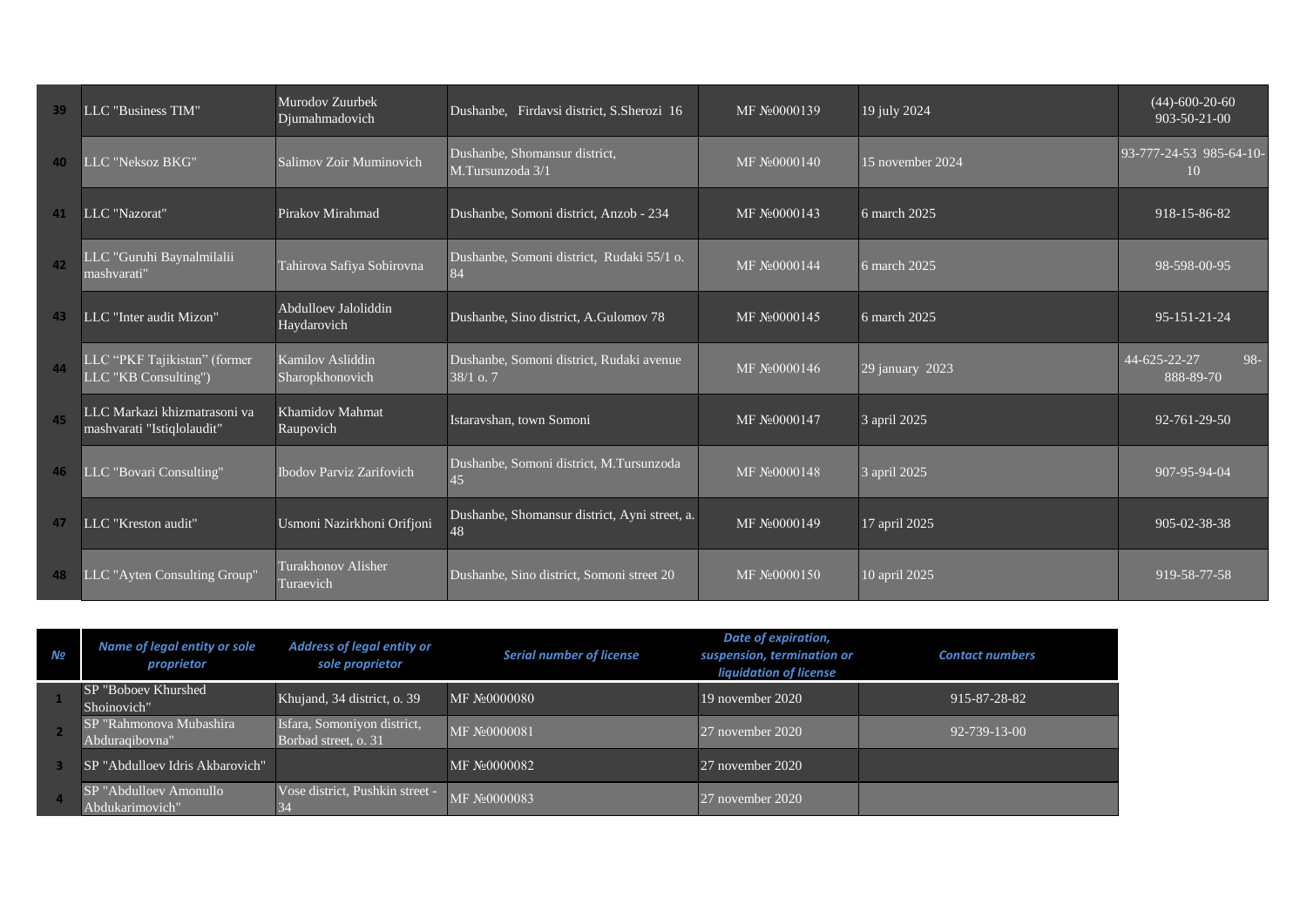| 39 | LLC "Business TIM" | Murodov Zuurbek Djumahmadovich | Dushanbe, Firdavsi district, S.Sherozi 16 | MF №0000139 | 19 july 2024 | (44)-600-20-60 903-50-21-00 |
|---|---|---|---|---|---|---|
| 40 | LLC "Neksoz BKG" | Salimov Zoir Muminovich | Dushanbe, Shomansur district, M.Tursunzoda 3/1 | MF №0000140 | 15 november 2024 | 93-777-24-53 985-64-10-10 |
| 41 | LLC "Nazorat" | Pirakov Mirahmad | Dushanbe, Somoni district, Anzob - 234 | MF №0000143 | 6 march 2025 | 918-15-86-82 |
| 42 | LLC "Guruhi Baynalmilalii mashvarati" | Tahirova Safiya Sobirovna | Dushanbe, Somoni district, Rudaki 55/1 o. 84 | MF №0000144 | 6 march 2025 | 98-598-00-95 |
| 43 | LLC "Inter audit Mizon" | Abdulloev Jaloliddin Haydarovich | Dushanbe, Sino district, A.Gulomov 78 | MF №0000145 | 6 march 2025 | 95-151-21-24 |
| 44 | LLC “PKF Tajikistan” (former LLC "KB Consulting") | Kamilov Asliddin Sharopkhonovich | Dushanbe, Somoni district, Rudaki avenue 38/1 o. 7 | MF №0000146 | 29 january 2023 | 44-625-22-27 98-888-89-70 |
| 45 | LLC Markazi khizmatrasoni va mashvarati "Istiqlolaudit" | Khamidov Mahmat Raupovich | Istaravshan, town Somoni | MF №0000147 | 3 april 2025 | 92-761-29-50 |
| 46 | LLC "Bovari Consulting" | Ibodov Parviz Zarifovich | Dushanbe, Somoni district, M.Tursunzoda 45 | MF №0000148 | 3 april 2025 | 907-95-94-04 |
| 47 | LLC "Kreston audit" | Usmoni Nazirkhoni Orifjoni | Dushanbe, Shomansur district, Ayni street, a. 48 | MF №0000149 | 17 april 2025 | 905-02-38-38 |
| 48 | LLC "Ayten Consulting Group" | Turakhonov Alisher Turaevich | Dushanbe, Sino district, Somoni street 20 | MF №0000150 | 10 april 2025 | 919-58-77-58 |

| № | Name of legal entity or sole proprietor | Address of legal entity or sole proprietor | Serial number of license | Date of expiration, suspension, termination or liquidation of license | Contact numbers |
|---|---|---|---|---|---|
| 1 | SP "Boboev Khurshed Shoinovich" | Khujand, 34 district, o. 39 | MF №0000080 | 19 november 2020 | 915-87-28-82 |
| 2 | SP "Rahmonova Mubashira Abduraqibovna" | Isfara, Somoniyon district, Borbad street, o. 31 | MF №0000081 | 27 november 2020 | 92-739-13-00 |
| 3 | SP "Abdulloev Idris Akbarovich" | | MF №0000082 | 27 november 2020 | |
| 4 | SP "Abdulloev Amonullo Abdukarimovich" | Vose district, Pushkin street - 34 | MF №0000083 | 27 november 2020 | |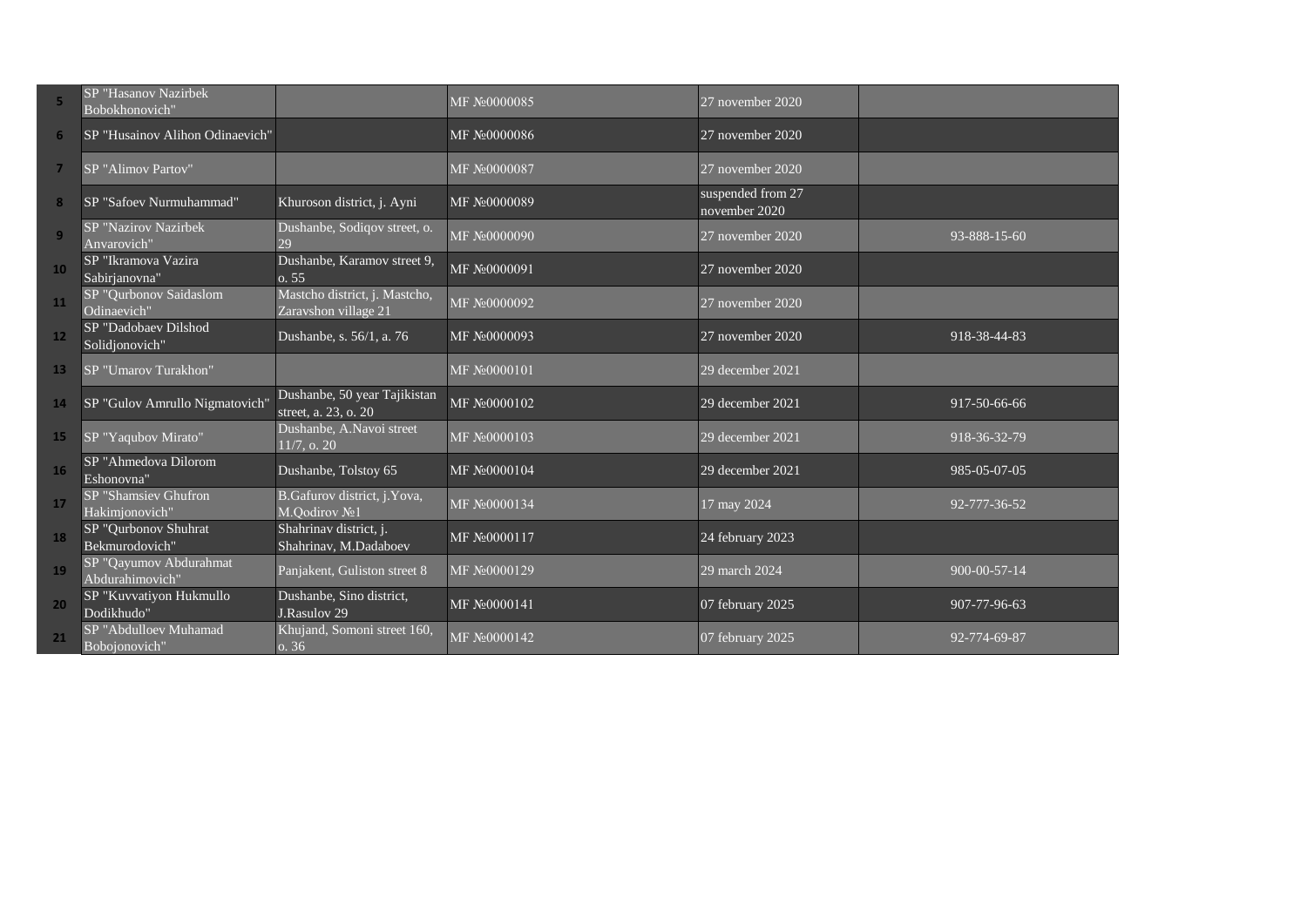| | | | | | |
|---|---|---|---|---|---|
| 5 | SP "Hasanov Nazirbek Bobokhonovich" | | MF №0000085 | 27 november 2020 | |
| 6 | SP "Husainov Alihon Odinaevich" | | MF №0000086 | 27 november 2020 | |
| 7 | SP "Alimov Partov" | | MF №0000087 | 27 november 2020 | |
| 8 | SP "Safoev Nurmuhammad" | Khuroson district, j. Ayni | MF №0000089 | suspended from 27 november 2020 | |
| 9 | SP "Nazirov Nazirbek Anvarovich" | Dushanbe, Sodiqov street, o. 29 | MF №0000090 | 27 november 2020 | 93-888-15-60 |
| 10 | SP "Ikramova Vazira Sabirjanovna" | Dushanbe, Karamov street 9, o. 55 | MF №0000091 | 27 november 2020 | |
| 11 | SP "Qurbonov Saidaslom Odinaevich" | Mastcho district, j. Mastcho, Zaravshon village 21 | MF №0000092 | 27 november 2020 | |
| 12 | SP "Dadobaev Dilshod Solidjonovich" | Dushanbe, s. 56/1, a. 76 | MF №0000093 | 27 november 2020 | 918-38-44-83 |
| 13 | SP "Umarov Turakhon" | | MF №0000101 | 29 december 2021 | |
| 14 | SP "Gulov Amrullo Nigmatovich" | Dushanbe, 50 year Tajikistan street, a. 23, o. 20 | MF №0000102 | 29 december 2021 | 917-50-66-66 |
| 15 | SP "Yaqubov Mirato" | Dushanbe, A.Navoi street 11/7, o. 20 | MF №0000103 | 29 december 2021 | 918-36-32-79 |
| 16 | SP "Ahmedova Dilorom Eshonovna" | Dushanbe, Tolstoy 65 | MF №0000104 | 29 december 2021 | 985-05-07-05 |
| 17 | SP "Shamsiev Ghufron Hakimjonovich" | B.Gafurov district, j.Yova, M.Qodirov №1 | MF №0000134 | 17 may 2024 | 92-777-36-52 |
| 18 | SP "Qurbonov Shuhrat Bekmurodovich" | Shahrinav district, j. Shahrinav, M.Dadaboev | MF №0000117 | 24 february 2023 | |
| 19 | SP "Qayumov Abdurahmat Abdurahimovich" | Panjakent, Guliston street 8 | MF №0000129 | 29 march 2024 | 900-00-57-14 |
| 20 | SP "Kuvvatiyon Hukmullo Dodikhudo" | Dushanbe, Sino district, J.Rasulov 29 | MF №0000141 | 07 february 2025 | 907-77-96-63 |
| 21 | SP "Abdulloev Muhamad Bobojonovich" | Khujand, Somoni street 160, o. 36 | MF №0000142 | 07 february 2025 | 92-774-69-87 |